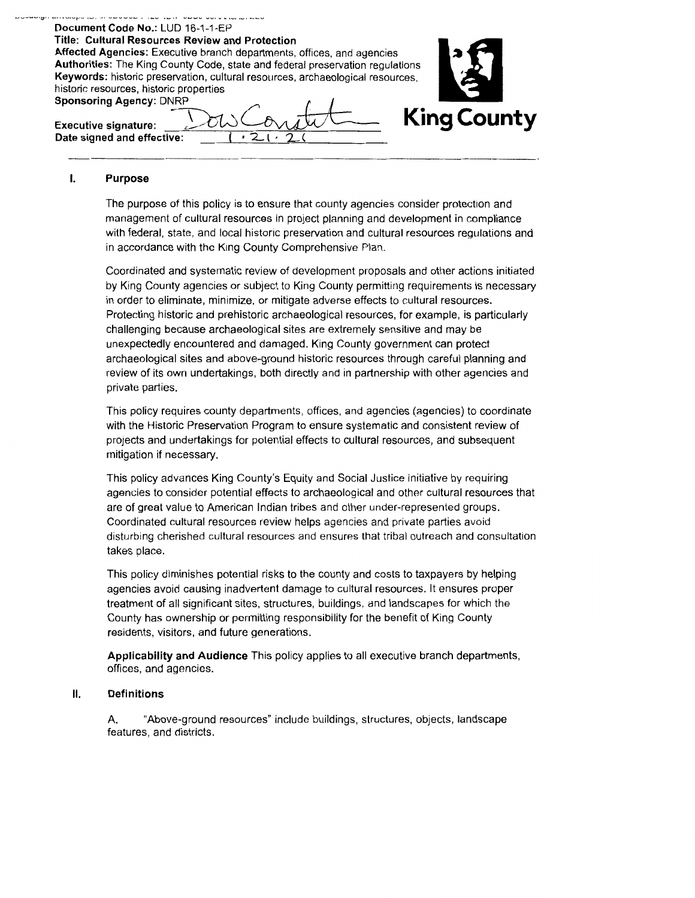**Document Code No.:** LUD 16-1-1-EP
**Title: Cultural Resources Review and Protection**
**Affected Agencies:** Executive branch departments, offices, and agencies
**Authorities:** The King County Code, state and federal preservation regulations
**Keywords:** historic preservation, cultural resources, archaeological resources, historic resources, historic properties
**Sponsoring Agency:** DNRP

**Executive signature:** Dow Constantine
**Date signed and effective:** 1.21.21

**King County**

## I. Purpose

The purpose of this policy is to ensure that county agencies consider protection and management of cultural resources in project planning and development in compliance with federal, state, and local historic preservation and cultural resources regulations and in accordance with the King County Comprehensive Plan.

Coordinated and systematic review of development proposals and other actions initiated by King County agencies or subject to King County permitting requirements is necessary in order to eliminate, minimize, or mitigate adverse effects to cultural resources. Protecting historic and prehistoric archaeological resources, for example, is particularly challenging because archaeological sites are extremely sensitive and may be unexpectedly encountered and damaged. King County government can protect archaeological sites and above-ground historic resources through careful planning and review of its own undertakings, both directly and in partnership with other agencies and private parties.

This policy requires county departments, offices, and agencies (agencies) to coordinate with the Historic Preservation Program to ensure systematic and consistent review of projects and undertakings for potential effects to cultural resources, and subsequent mitigation if necessary.

This policy advances King County's Equity and Social Justice initiative by requiring agencies to consider potential effects to archaeological and other cultural resources that are of great value to American Indian tribes and other under-represented groups. Coordinated cultural resources review helps agencies and private parties avoid disturbing cherished cultural resources and ensures that tribal outreach and consultation takes place.

This policy diminishes potential risks to the county and costs to taxpayers by helping agencies avoid causing inadvertent damage to cultural resources. It ensures proper treatment of all significant sites, structures, buildings, and landscapes for which the County has ownership or permitting responsibility for the benefit of King County residents, visitors, and future generations.

**Applicability and Audience** This policy applies to all executive branch departments, offices, and agencies.

## II. Definitions

A. "Above-ground resources" include buildings, structures, objects, landscape features, and districts.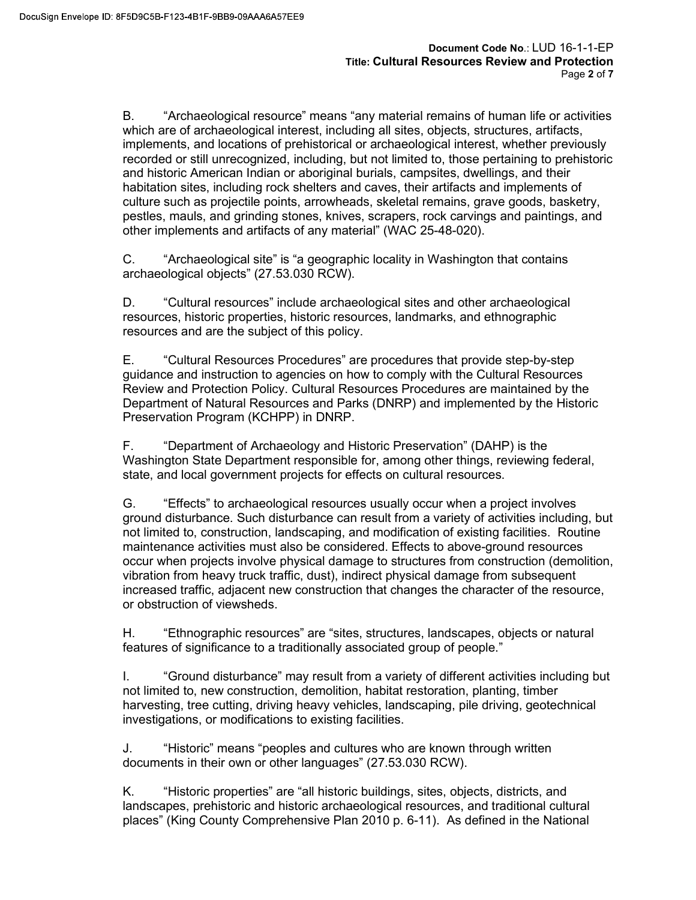B. "Archaeological resource" means "any material remains of human life or activities which are of archaeological interest, including all sites, objects, structures, artifacts, implements, and locations of prehistorical or archaeological interest, whether previously recorded or still unrecognized, including, but not limited to, those pertaining to prehistoric and historic American Indian or aboriginal burials, campsites, dwellings, and their habitation sites, including rock shelters and caves, their artifacts and implements of culture such as projectile points, arrowheads, skeletal remains, grave goods, basketry, pestles, mauls, and grinding stones, knives, scrapers, rock carvings and paintings, and other implements and artifacts of any material" (WAC 25-48-020).

C. "Archaeological site" is "a geographic locality in Washington that contains archaeological objects" (27.53.030 RCW).

D. "Cultural resources" include archaeological sites and other archaeological resources, historic properties, historic resources, landmarks, and ethnographic resources and are the subject of this policy.

E. "Cultural Resources Procedures" are procedures that provide step-by-step guidance and instruction to agencies on how to comply with the Cultural Resources Review and Protection Policy. Cultural Resources Procedures are maintained by the Department of Natural Resources and Parks (DNRP) and implemented by the Historic Preservation Program (KCHPP) in DNRP.

F. "Department of Archaeology and Historic Preservation" (DAHP) is the Washington State Department responsible for, among other things, reviewing federal, state, and local government projects for effects on cultural resources.

G. "Effects" to archaeological resources usually occur when a project involves ground disturbance. Such disturbance can result from a variety of activities including, but not limited to, construction, landscaping, and modification of existing facilities. Routine maintenance activities must also be considered. Effects to above-ground resources occur when projects involve physical damage to structures from construction (demolition, vibration from heavy truck traffic, dust), indirect physical damage from subsequent increased traffic, adjacent new construction that changes the character of the resource, or obstruction of viewsheds.

H. "Ethnographic resources" are "sites, structures, landscapes, objects or natural features of significance to a traditionally associated group of people."

I. "Ground disturbance" may result from a variety of different activities including but not limited to, new construction, demolition, habitat restoration, planting, timber harvesting, tree cutting, driving heavy vehicles, landscaping, pile driving, geotechnical investigations, or modifications to existing facilities.

J. "Historic" means "peoples and cultures who are known through written documents in their own or other languages" (27.53.030 RCW).

K. "Historic properties" are "all historic buildings, sites, objects, districts, and landscapes, prehistoric and historic archaeological resources, and traditional cultural places" (King County Comprehensive Plan 2010 p. 6-11). As defined in the National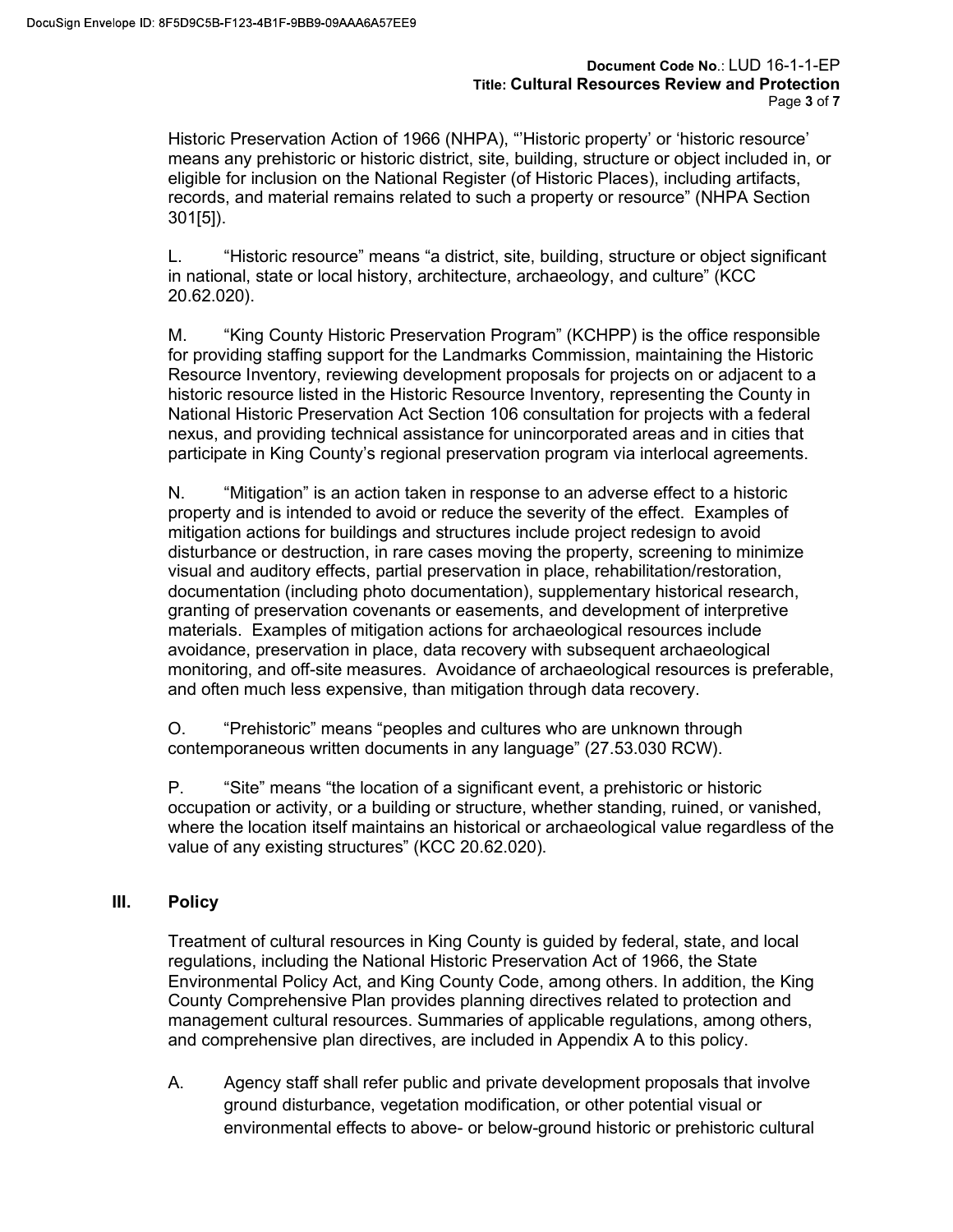Historic Preservation Action of 1966 (NHPA), "'Historic property' or 'historic resource' means any prehistoric or historic district, site, building, structure or object included in, or eligible for inclusion on the National Register (of Historic Places), including artifacts, records, and material remains related to such a property or resource" (NHPA Section 301[5]).

L. "Historic resource" means "a district, site, building, structure or object significant in national, state or local history, architecture, archaeology, and culture" (KCC 20.62.020).

M. "King County Historic Preservation Program" (KCHPP) is the office responsible for providing staffing support for the Landmarks Commission, maintaining the Historic Resource Inventory, reviewing development proposals for projects on or adjacent to a historic resource listed in the Historic Resource Inventory, representing the County in National Historic Preservation Act Section 106 consultation for projects with a federal nexus, and providing technical assistance for unincorporated areas and in cities that participate in King County's regional preservation program via interlocal agreements.

N. "Mitigation" is an action taken in response to an adverse effect to a historic property and is intended to avoid or reduce the severity of the effect. Examples of mitigation actions for buildings and structures include project redesign to avoid disturbance or destruction, in rare cases moving the property, screening to minimize visual and auditory effects, partial preservation in place, rehabilitation/restoration, documentation (including photo documentation), supplementary historical research, granting of preservation covenants or easements, and development of interpretive materials. Examples of mitigation actions for archaeological resources include avoidance, preservation in place, data recovery with subsequent archaeological monitoring, and off-site measures. Avoidance of archaeological resources is preferable, and often much less expensive, than mitigation through data recovery.

O. "Prehistoric" means "peoples and cultures who are unknown through contemporaneous written documents in any language" (27.53.030 RCW).

P. "Site" means "the location of a significant event, a prehistoric or historic occupation or activity, or a building or structure, whether standing, ruined, or vanished, where the location itself maintains an historical or archaeological value regardless of the value of any existing structures" (KCC 20.62.020).

## III. Policy

Treatment of cultural resources in King County is guided by federal, state, and local regulations, including the National Historic Preservation Act of 1966, the State Environmental Policy Act, and King County Code, among others. In addition, the King County Comprehensive Plan provides planning directives related to protection and management cultural resources. Summaries of applicable regulations, among others, and comprehensive plan directives, are included in Appendix A to this policy.

A. Agency staff shall refer public and private development proposals that involve ground disturbance, vegetation modification, or other potential visual or environmental effects to above- or below-ground historic or prehistoric cultural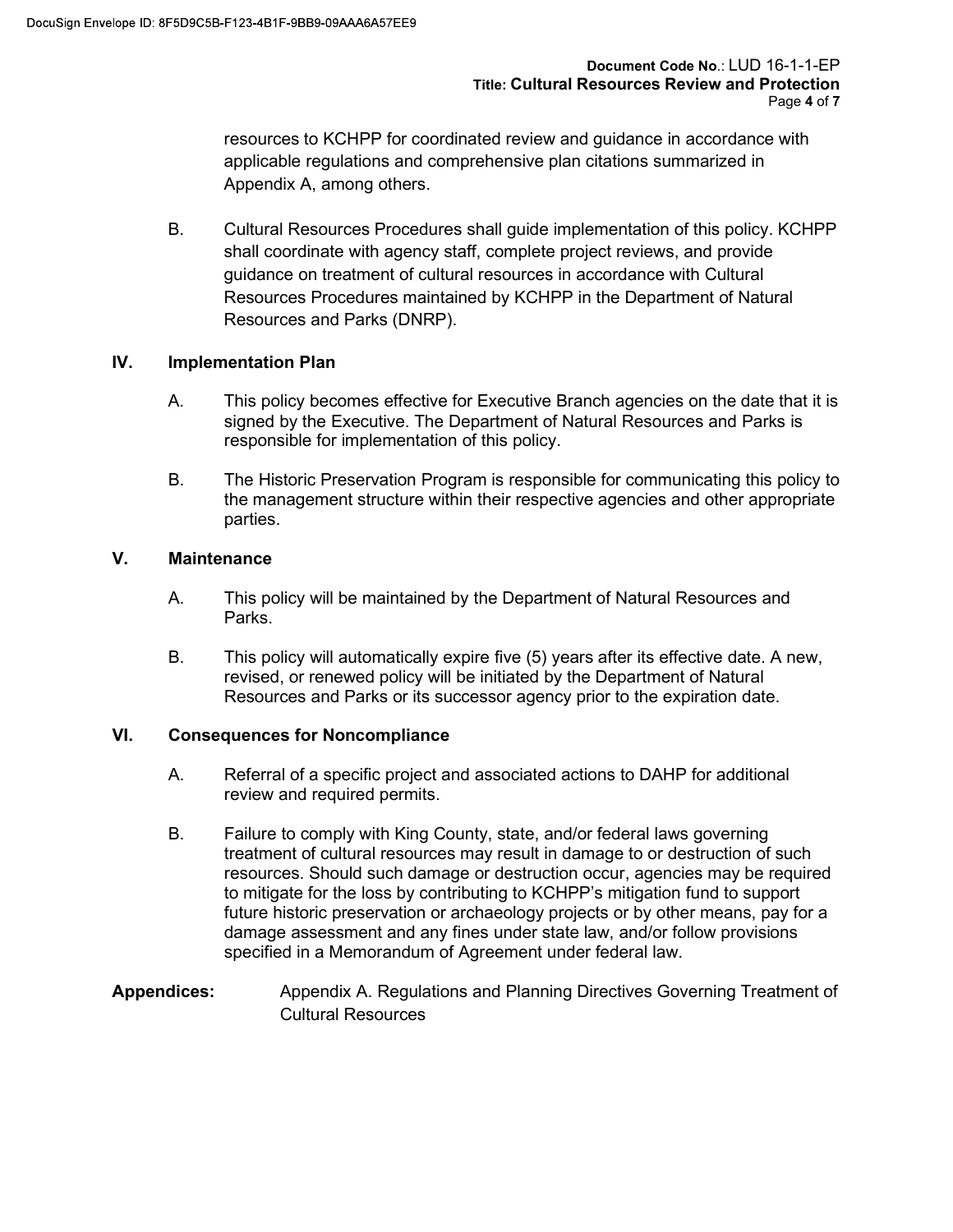resources to KCHPP for coordinated review and guidance in accordance with applicable regulations and comprehensive plan citations summarized in Appendix A, among others.

B. Cultural Resources Procedures shall guide implementation of this policy. KCHPP shall coordinate with agency staff, complete project reviews, and provide guidance on treatment of cultural resources in accordance with Cultural Resources Procedures maintained by KCHPP in the Department of Natural Resources and Parks (DNRP).

## IV. Implementation Plan

A. This policy becomes effective for Executive Branch agencies on the date that it is signed by the Executive. The Department of Natural Resources and Parks is responsible for implementation of this policy.

B. The Historic Preservation Program is responsible for communicating this policy to the management structure within their respective agencies and other appropriate parties.

## V. Maintenance

A. This policy will be maintained by the Department of Natural Resources and Parks.

B. This policy will automatically expire five (5) years after its effective date. A new, revised, or renewed policy will be initiated by the Department of Natural Resources and Parks or its successor agency prior to the expiration date.

## VI. Consequences for Noncompliance

A. Referral of a specific project and associated actions to DAHP for additional review and required permits.

B. Failure to comply with King County, state, and/or federal laws governing treatment of cultural resources may result in damage to or destruction of such resources. Should such damage or destruction occur, agencies may be required to mitigate for the loss by contributing to KCHPP's mitigation fund to support future historic preservation or archaeology projects or by other means, pay for a damage assessment and any fines under state law, and/or follow provisions specified in a Memorandum of Agreement under federal law.

**Appendices:** Appendix A. Regulations and Planning Directives Governing Treatment of Cultural Resources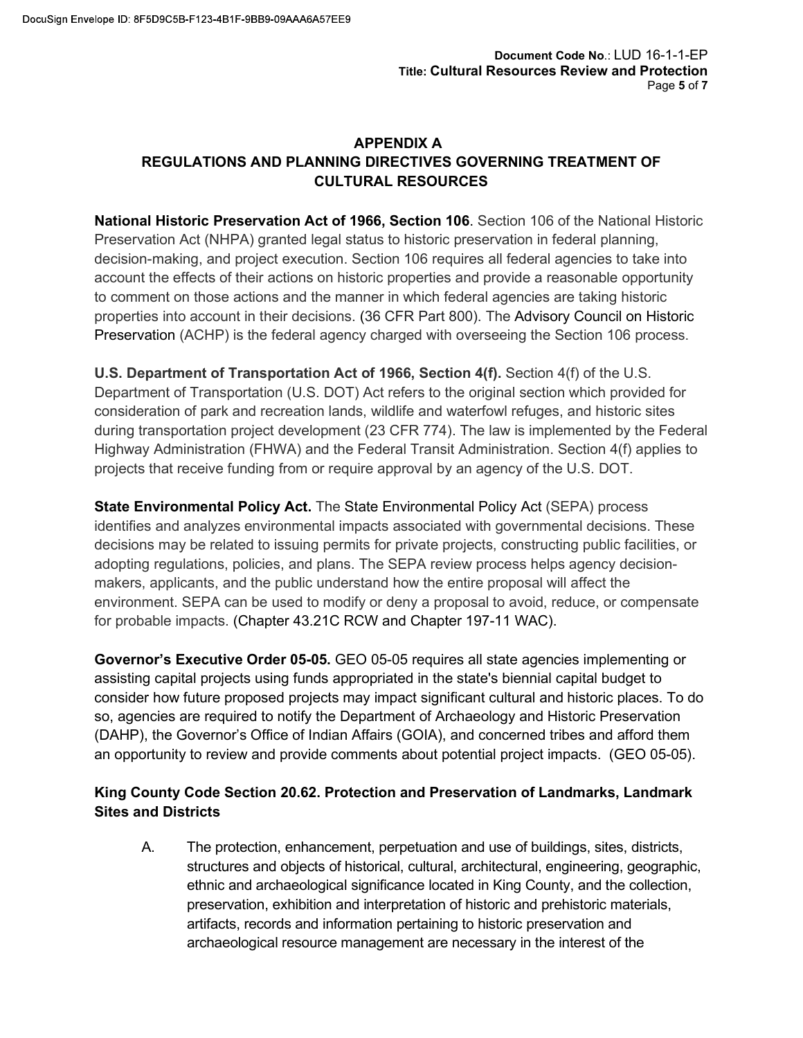## APPENDIX A
## REGULATIONS AND PLANNING DIRECTIVES GOVERNING TREATMENT OF CULTURAL RESOURCES

**National Historic Preservation Act of 1966, Section 106**. Section 106 of the National Historic Preservation Act (NHPA) granted legal status to historic preservation in federal planning, decision-making, and project execution. Section 106 requires all federal agencies to take into account the effects of their actions on historic properties and provide a reasonable opportunity to comment on those actions and the manner in which federal agencies are taking historic properties into account in their decisions. (36 CFR Part 800). The Advisory Council on Historic Preservation (ACHP) is the federal agency charged with overseeing the Section 106 process.

**U.S. Department of Transportation Act of 1966, Section 4(f).** Section 4(f) of the U.S. Department of Transportation (U.S. DOT) Act refers to the original section which provided for consideration of park and recreation lands, wildlife and waterfowl refuges, and historic sites during transportation project development (23 CFR 774). The law is implemented by the Federal Highway Administration (FHWA) and the Federal Transit Administration. Section 4(f) applies to projects that receive funding from or require approval by an agency of the U.S. DOT.

**State Environmental Policy Act.** The State Environmental Policy Act (SEPA) process identifies and analyzes environmental impacts associated with governmental decisions. These decisions may be related to issuing permits for private projects, constructing public facilities, or adopting regulations, policies, and plans. The SEPA review process helps agency decision-makers, applicants, and the public understand how the entire proposal will affect the environment. SEPA can be used to modify or deny a proposal to avoid, reduce, or compensate for probable impacts. (Chapter 43.21C RCW and Chapter 197-11 WAC).

**Governor's Executive Order 05-05.** GEO 05-05 requires all state agencies implementing or assisting capital projects using funds appropriated in the state's biennial capital budget to consider how future proposed projects may impact significant cultural and historic places. To do so, agencies are required to notify the Department of Archaeology and Historic Preservation (DAHP), the Governor's Office of Indian Affairs (GOIA), and concerned tribes and afford them an opportunity to review and provide comments about potential project impacts. (GEO 05-05).

**King County Code Section 20.62. Protection and Preservation of Landmarks, Landmark Sites and Districts**

A. The protection, enhancement, perpetuation and use of buildings, sites, districts, structures and objects of historical, cultural, architectural, engineering, geographic, ethnic and archaeological significance located in King County, and the collection, preservation, exhibition and interpretation of historic and prehistoric materials, artifacts, records and information pertaining to historic preservation and archaeological resource management are necessary in the interest of the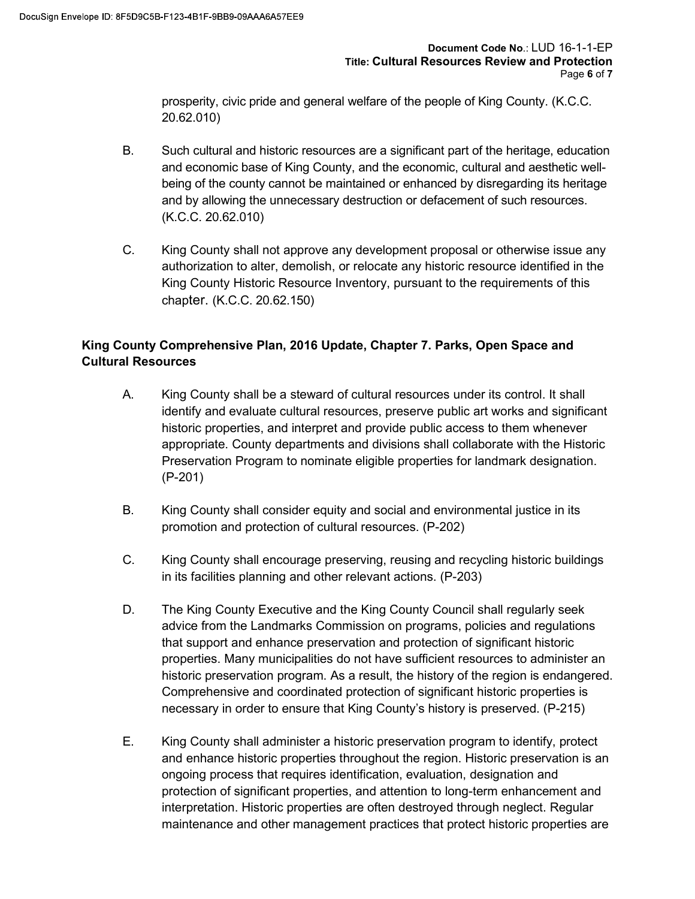prosperity, civic pride and general welfare of the people of King County. (K.C.C. 20.62.010)

B. Such cultural and historic resources are a significant part of the heritage, education and economic base of King County, and the economic, cultural and aesthetic well-being of the county cannot be maintained or enhanced by disregarding its heritage and by allowing the unnecessary destruction or defacement of such resources. (K.C.C. 20.62.010)

C. King County shall not approve any development proposal or otherwise issue any authorization to alter, demolish, or relocate any historic resource identified in the King County Historic Resource Inventory, pursuant to the requirements of this chapter. (K.C.C. 20.62.150)

**King County Comprehensive Plan, 2016 Update, Chapter 7. Parks, Open Space and Cultural Resources**

A. King County shall be a steward of cultural resources under its control. It shall identify and evaluate cultural resources, preserve public art works and significant historic properties, and interpret and provide public access to them whenever appropriate. County departments and divisions shall collaborate with the Historic Preservation Program to nominate eligible properties for landmark designation. (P-201)

B. King County shall consider equity and social and environmental justice in its promotion and protection of cultural resources. (P-202)

C. King County shall encourage preserving, reusing and recycling historic buildings in its facilities planning and other relevant actions. (P-203)

D. The King County Executive and the King County Council shall regularly seek advice from the Landmarks Commission on programs, policies and regulations that support and enhance preservation and protection of significant historic properties. Many municipalities do not have sufficient resources to administer an historic preservation program. As a result, the history of the region is endangered. Comprehensive and coordinated protection of significant historic properties is necessary in order to ensure that King County's history is preserved. (P-215)

E. King County shall administer a historic preservation program to identify, protect and enhance historic properties throughout the region. Historic preservation is an ongoing process that requires identification, evaluation, designation and protection of significant properties, and attention to long-term enhancement and interpretation. Historic properties are often destroyed through neglect. Regular maintenance and other management practices that protect historic properties are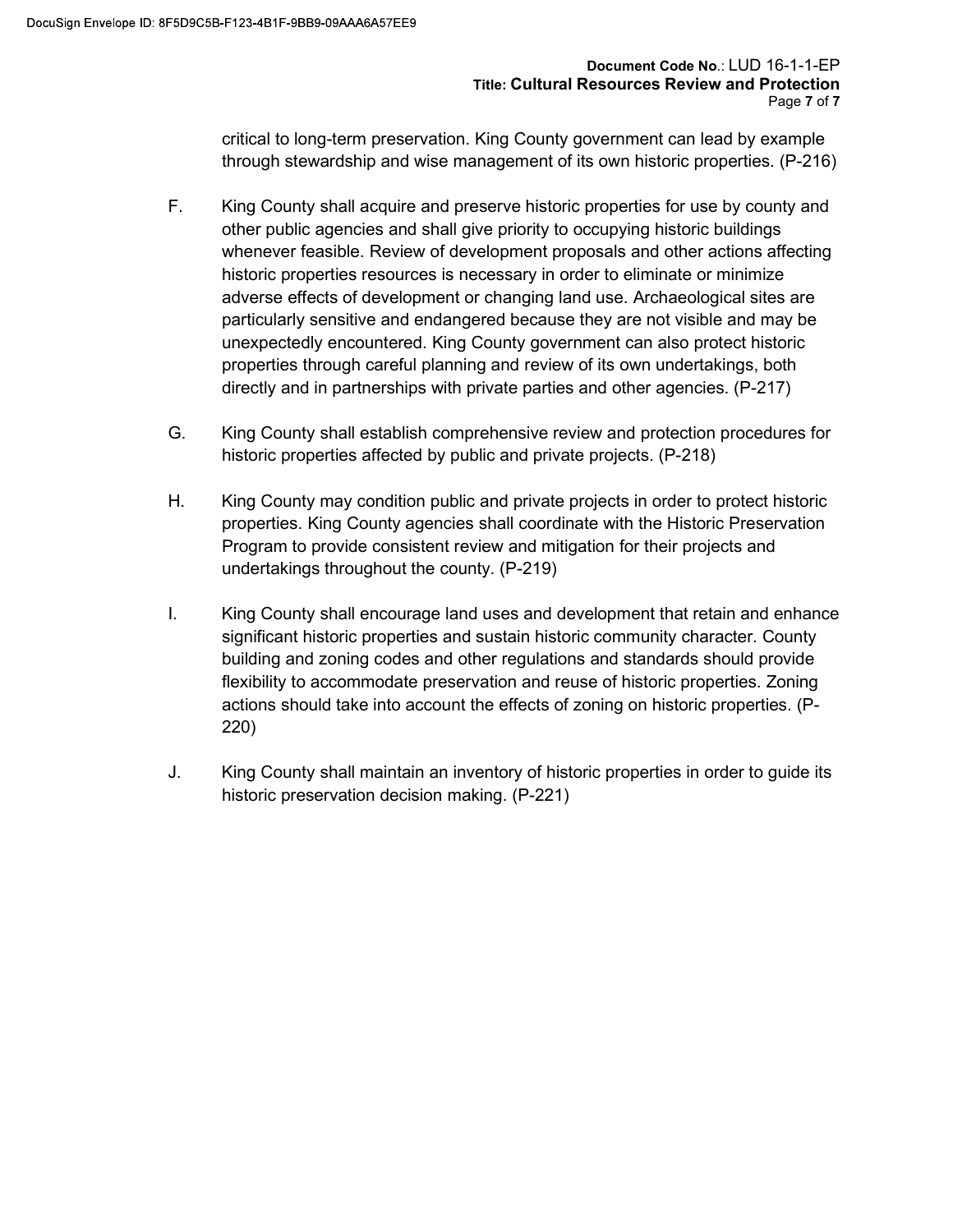critical to long-term preservation. King County government can lead by example through stewardship and wise management of its own historic properties. (P-216)

F. King County shall acquire and preserve historic properties for use by county and other public agencies and shall give priority to occupying historic buildings whenever feasible. Review of development proposals and other actions affecting historic properties resources is necessary in order to eliminate or minimize adverse effects of development or changing land use. Archaeological sites are particularly sensitive and endangered because they are not visible and may be unexpectedly encountered. King County government can also protect historic properties through careful planning and review of its own undertakings, both directly and in partnerships with private parties and other agencies. (P-217)

G. King County shall establish comprehensive review and protection procedures for historic properties affected by public and private projects. (P-218)

H. King County may condition public and private projects in order to protect historic properties. King County agencies shall coordinate with the Historic Preservation Program to provide consistent review and mitigation for their projects and undertakings throughout the county. (P-219)

I. King County shall encourage land uses and development that retain and enhance significant historic properties and sustain historic community character. County building and zoning codes and other regulations and standards should provide flexibility to accommodate preservation and reuse of historic properties. Zoning actions should take into account the effects of zoning on historic properties. (P-220)

J. King County shall maintain an inventory of historic properties in order to guide its historic preservation decision making. (P-221)